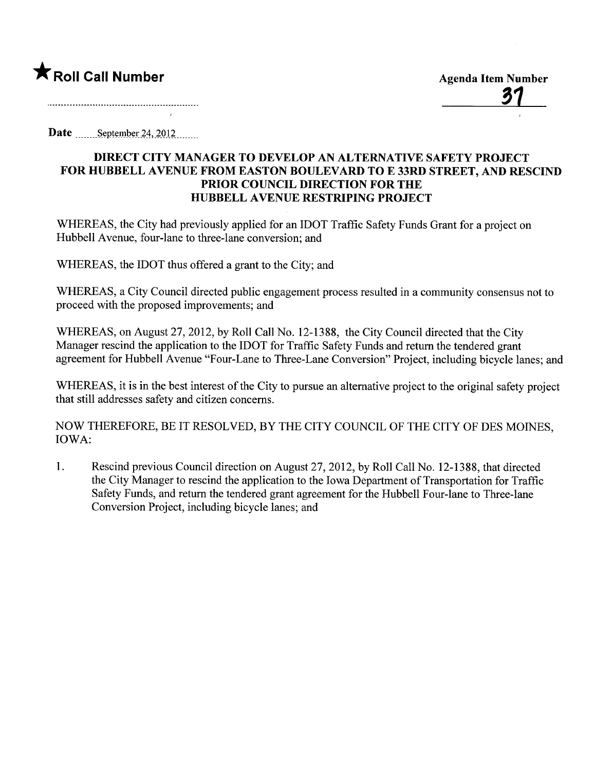★ **Roll Call Number**

**Agenda Item Number**

**37**

**Date** September 24, 2012

### DIRECT CITY MANAGER TO DEVELOP AN ALTERNATIVE SAFETY PROJECT FOR HUBBELL AVENUE FROM EASTON BOULEVARD TO E 33RD STREET, AND RESCIND PRIOR COUNCIL DIRECTION FOR THE HUBBELL AVENUE RESTRIPING PROJECT

WHEREAS, the City had previously applied for an IDOT Traffic Safety Funds Grant for a project on Hubbell Avenue, four-lane to three-lane conversion; and

WHEREAS, the IDOT thus offered a grant to the City; and

WHEREAS, a City Council directed public engagement process resulted in a community consensus not to proceed with the proposed improvements; and

WHEREAS, on August 27, 2012, by Roll Call No. 12-1388, the City Council directed that the City Manager rescind the application to the IDOT for Traffic Safety Funds and return the tendered grant agreement for Hubbell Avenue "Four-Lane to Three-Lane Conversion" Project, including bicycle lanes; and

WHEREAS, it is in the best interest of the City to pursue an alternative project to the original safety project that still addresses safety and citizen concerns.

NOW THEREFORE, BE IT RESOLVED, BY THE CITY COUNCIL OF THE CITY OF DES MOINES, IOWA:

1. Rescind previous Council direction on August 27, 2012, by Roll Call No. 12-1388, that directed the City Manager to rescind the application to the Iowa Department of Transportation for Traffic Safety Funds, and return the tendered grant agreement for the Hubbell Four-lane to Three-lane Conversion Project, including bicycle lanes; and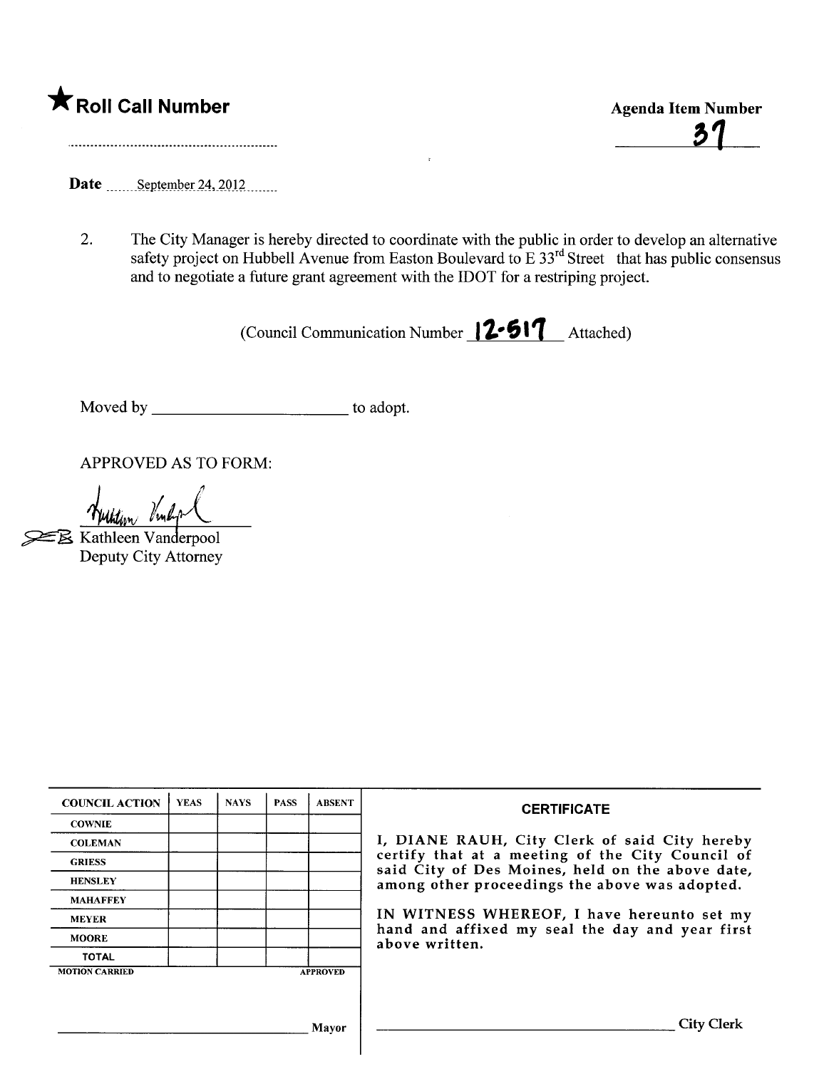★ **Roll Call Number**

**Agenda Item Number**

37

**Date** September 24, 2012

2. The City Manager is hereby directed to coordinate with the public in order to develop an alternative safety project on Hubbell Avenue from Easton Boulevard to E 33rd Street that has public consensus and to negotiate a future grant agreement with the IDOT for a restriping project.

(Council Communication Number **12-517** Attached)

Moved by ______________________ to adopt.

APPROVED AS TO FORM:

Kathleen Vanderpool
Deputy City Attorney

| COUNCIL ACTION | YEAS | NAYS | PASS | ABSENT |
|---|---|---|---|---|
| COWNIE | | | | |
| COLEMAN | | | | |
| GRIESS | | | | |
| HENSLEY | | | | |
| MAHAFFEY | | | | |
| MEYER | | | | |
| MOORE | | | | |
| TOTAL | | | | |

MOTION CARRIED APPROVED

______________________ Mayor

**CERTIFICATE**

I, DIANE RAUH, City Clerk of said City hereby certify that at a meeting of the City Council of said City of Des Moines, held on the above date, among other proceedings the above was adopted.

IN WITNESS WHEREOF, I have hereunto set my hand and affixed my seal the day and year first above written.

______________________ City Clerk